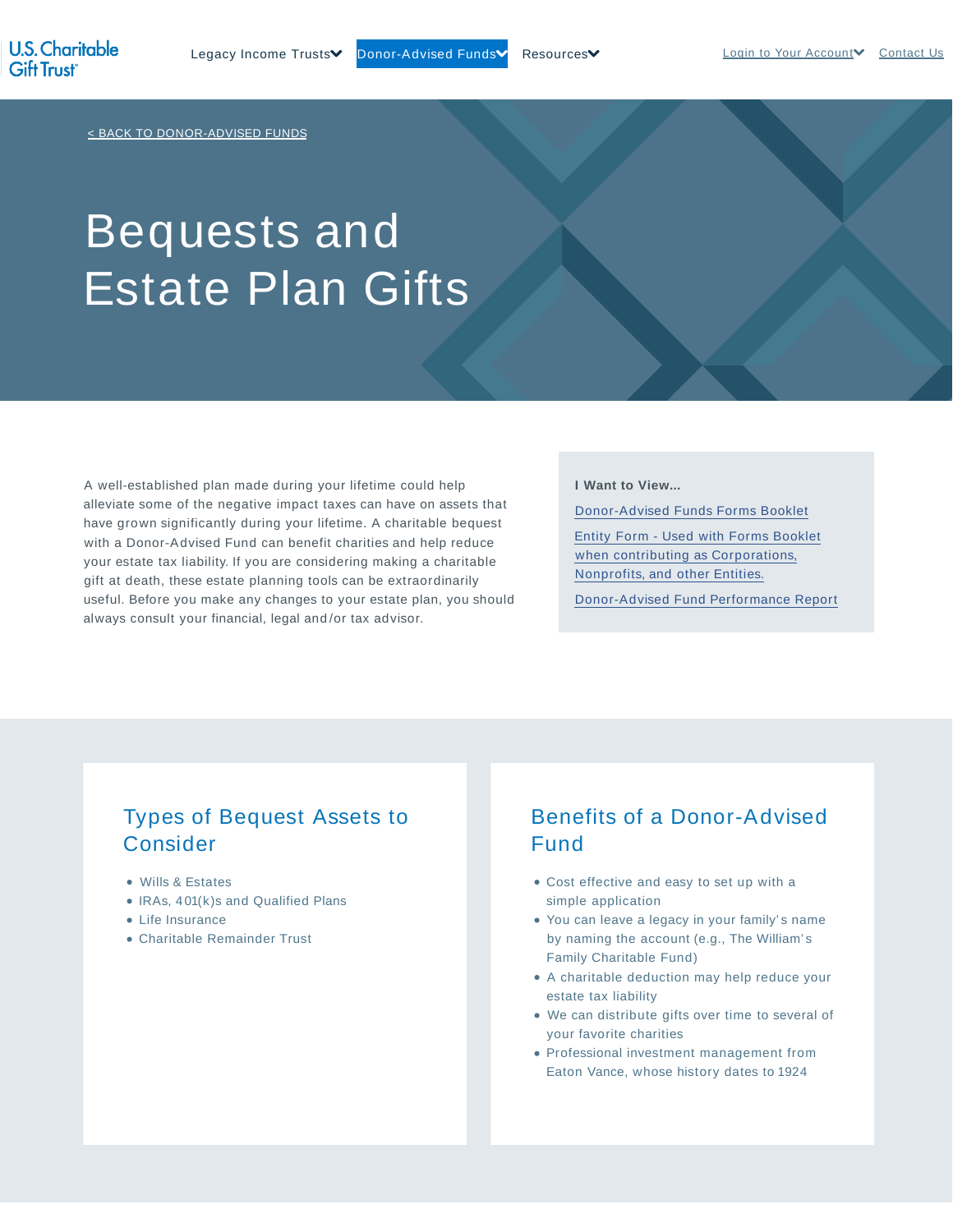U.S. Charitable Gift Trust®

Legacy Income Trusts | Donor-Advised Funds | Resources | Login to Your Account | Contact Us

< BACK TO DONOR-ADVISED FUNDS

# Bequests and Estate Plan Gifts

A well-established plan made during your lifetime could help alleviate some of the negative impact taxes can have on assets that have grown significantly during your lifetime. A charitable bequest with a Donor-Advised Fund can benefit charities and help reduce your estate tax liability. If you are considering making a charitable gift at death, these estate planning tools can be extraordinarily useful. Before you make any changes to your estate plan, you should always consult your financial, legal and/or tax advisor.

**I Want to View...**

Donor-Advised Funds Forms Booklet

Entity Form - Used with Forms Booklet when contributing as Corporations, Nonprofits, and other Entities.

Donor-Advised Fund Performance Report

## Types of Bequest Assets to Consider

- Wills & Estates
- IRAs, 401(k)s and Qualified Plans
- Life Insurance
- Charitable Remainder Trust

## Benefits of a Donor-Advised Fund

- Cost effective and easy to set up with a simple application
- You can leave a legacy in your family's name by naming the account (e.g., The William's Family Charitable Fund)
- A charitable deduction may help reduce your estate tax liability
- We can distribute gifts over time to several of your favorite charities
- Professional investment management from Eaton Vance, whose history dates to 1924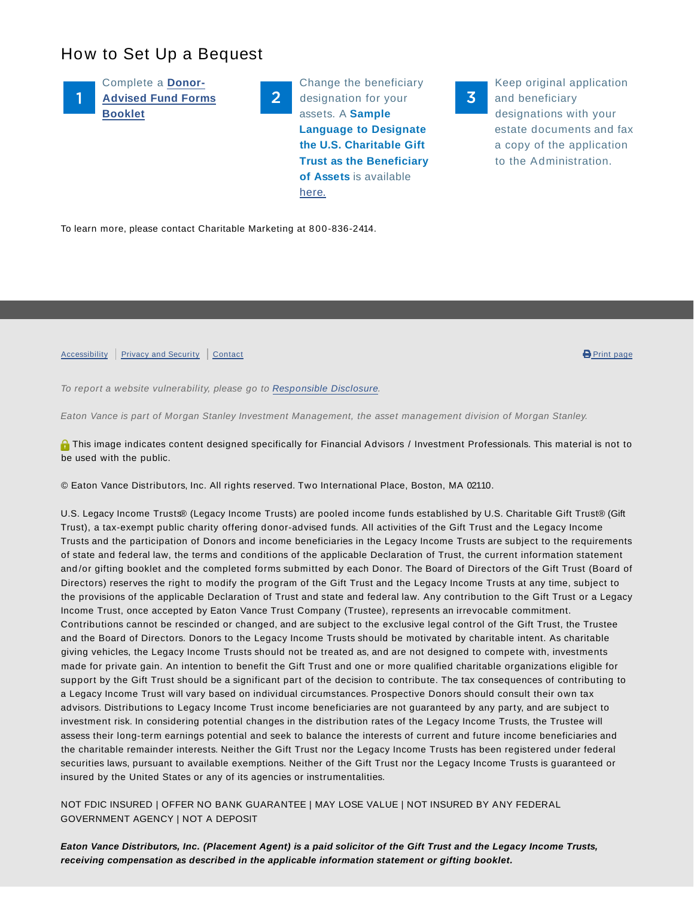## How to Set Up a Bequest

1. Complete a **Donor-Advised Fund Forms Booklet**
2. Change the beneficiary designation for your assets. A **Sample Language to Designate the U.S. Charitable Gift Trust as the Beneficiary of Assets** is available here.
3. Keep original application and beneficiary designations with your estate documents and fax a copy of the application to the Administration.

To learn more, please contact Charitable Marketing at 800-836-2414.

Accessibility | Privacy and Security | Contact

Print page

*To report a website vulnerability, please go to Responsible Disclosure.*

*Eaton Vance is part of Morgan Stanley Investment Management, the asset management division of Morgan Stanley.*

This image indicates content designed specifically for Financial Advisors / Investment Professionals. This material is not to be used with the public.

© Eaton Vance Distributors, Inc. All rights reserved. Two International Place, Boston, MA 02110.

U.S. Legacy Income Trusts® (Legacy Income Trusts) are pooled income funds established by U.S. Charitable Gift Trust® (Gift Trust), a tax-exempt public charity offering donor-advised funds. All activities of the Gift Trust and the Legacy Income Trusts and the participation of Donors and income beneficiaries in the Legacy Income Trusts are subject to the requirements of state and federal law, the terms and conditions of the applicable Declaration of Trust, the current information statement and/or gifting booklet and the completed forms submitted by each Donor. The Board of Directors of the Gift Trust (Board of Directors) reserves the right to modify the program of the Gift Trust and the Legacy Income Trusts at any time, subject to the provisions of the applicable Declaration of Trust and state and federal law. Any contribution to the Gift Trust or a Legacy Income Trust, once accepted by Eaton Vance Trust Company (Trustee), represents an irrevocable commitment. Contributions cannot be rescinded or changed, and are subject to the exclusive legal control of the Gift Trust, the Trustee and the Board of Directors. Donors to the Legacy Income Trusts should be motivated by charitable intent. As charitable giving vehicles, the Legacy Income Trusts should not be treated as, and are not designed to compete with, investments made for private gain. An intention to benefit the Gift Trust and one or more qualified charitable organizations eligible for support by the Gift Trust should be a significant part of the decision to contribute. The tax consequences of contributing to a Legacy Income Trust will vary based on individual circumstances. Prospective Donors should consult their own tax advisors. Distributions to Legacy Income Trust income beneficiaries are not guaranteed by any party, and are subject to investment risk. In considering potential changes in the distribution rates of the Legacy Income Trusts, the Trustee will assess their long-term earnings potential and seek to balance the interests of current and future income beneficiaries and the charitable remainder interests. Neither the Gift Trust nor the Legacy Income Trusts has been registered under federal securities laws, pursuant to available exemptions. Neither of the Gift Trust nor the Legacy Income Trusts is guaranteed or insured by the United States or any of its agencies or instrumentalities.

NOT FDIC INSURED | OFFER NO BANK GUARANTEE | MAY LOSE VALUE | NOT INSURED BY ANY FEDERAL GOVERNMENT AGENCY | NOT A DEPOSIT

***Eaton Vance Distributors, Inc. (Placement Agent) is a paid solicitor of the Gift Trust and the Legacy Income Trusts, receiving compensation as described in the applicable information statement or gifting booklet.***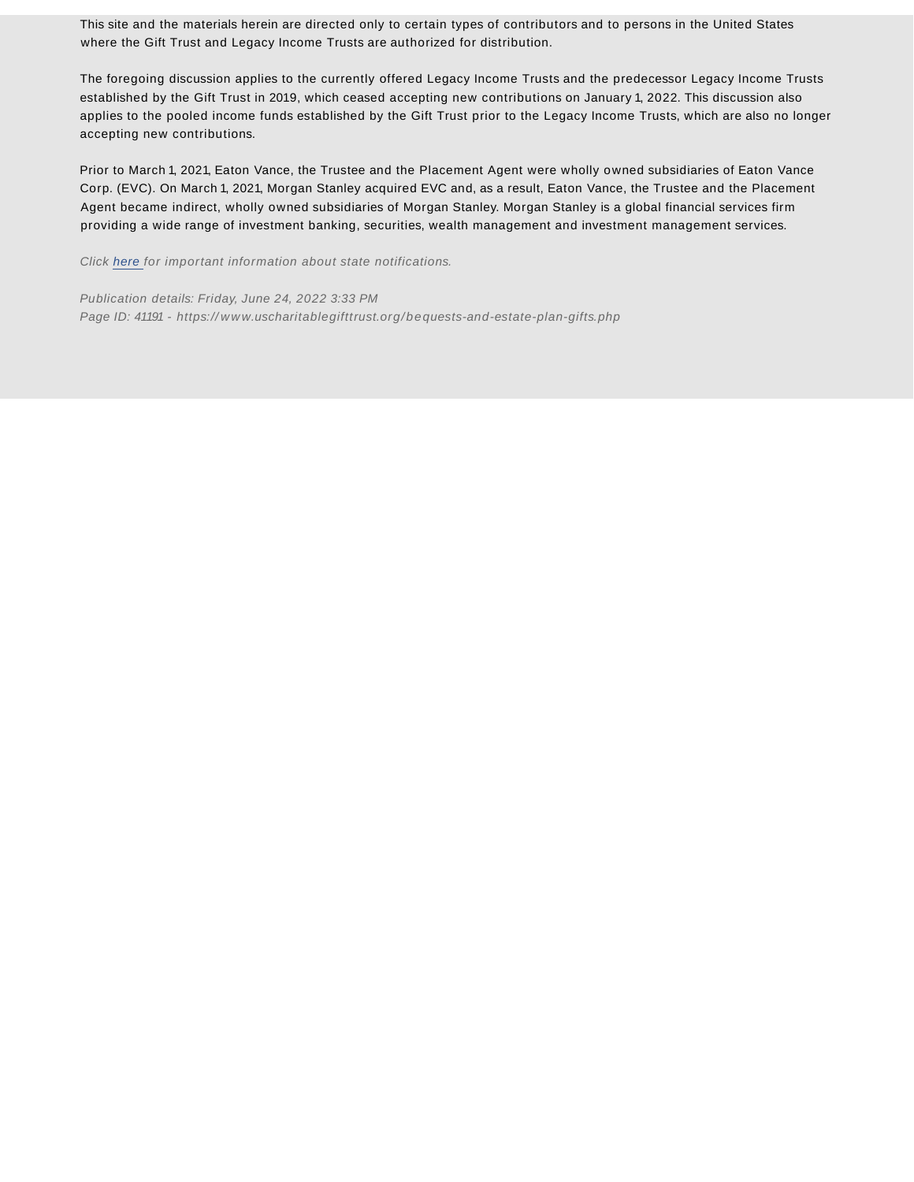This site and the materials herein are directed only to certain types of contributors and to persons in the United States where the Gift Trust and Legacy Income Trusts are authorized for distribution.

The foregoing discussion applies to the currently offered Legacy Income Trusts and the predecessor Legacy Income Trusts established by the Gift Trust in 2019, which ceased accepting new contributions on January 1, 2022. This discussion also applies to the pooled income funds established by the Gift Trust prior to the Legacy Income Trusts, which are also no longer accepting new contributions.

Prior to March 1, 2021, Eaton Vance, the Trustee and the Placement Agent were wholly owned subsidiaries of Eaton Vance Corp. (EVC). On March 1, 2021, Morgan Stanley acquired EVC and, as a result, Eaton Vance, the Trustee and the Placement Agent became indirect, wholly owned subsidiaries of Morgan Stanley. Morgan Stanley is a global financial services firm providing a wide range of investment banking, securities, wealth management and investment management services.

*Click here for important information about state notifications.*

*Publication details: Friday, June 24, 2022 3:33 PM*
*Page ID: 41191 - https://www.uscharitablegifttrust.org/bequests-and-estate-plan-gifts.php*